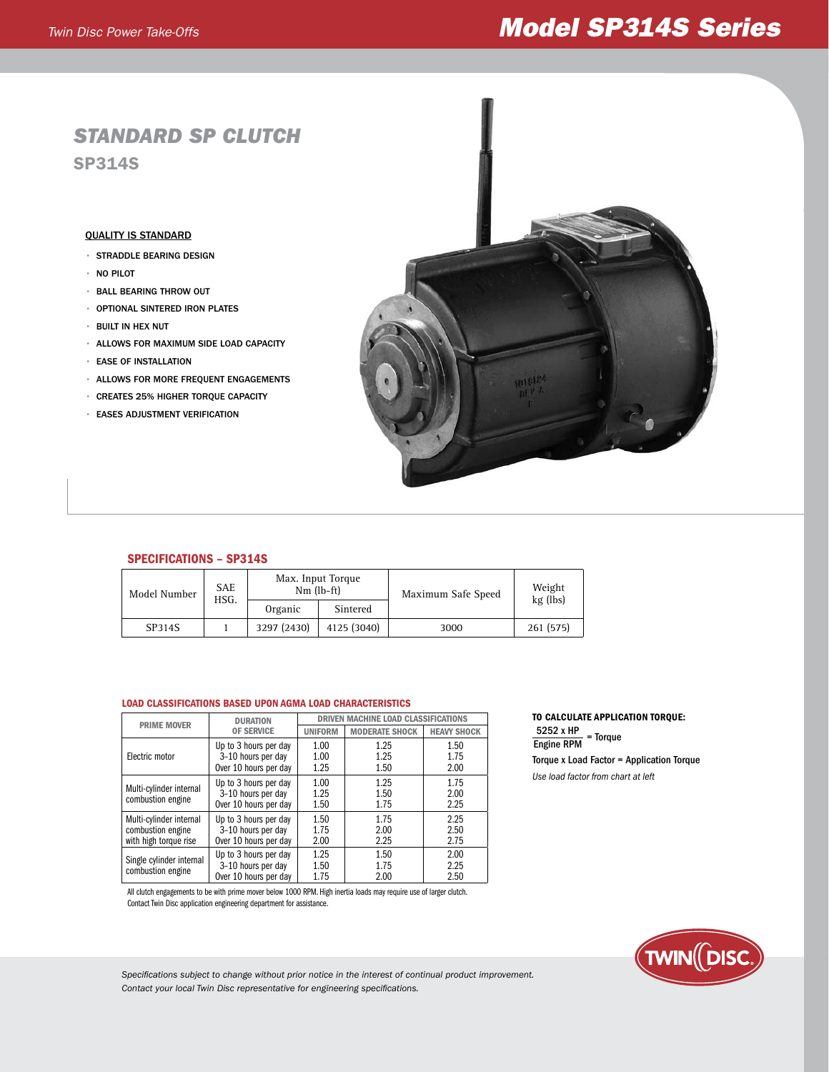# Model SP314S Series

## STANDARD SP CLUTCH

### SP314S

**QUALITY IS STANDARD**

- STRADDLE BEARING DESIGN
- NO PILOT
- BALL BEARING THROW OUT
- OPTIONAL SINTERED IRON PLATES
- BUILT IN HEX NUT
- ALLOWS FOR MAXIMUM SIDE LOAD CAPACITY
- EASE OF INSTALLATION
- ALLOWS FOR MORE FREQUENT ENGAGEMENTS
- CREATES 25% HIGHER TORQUE CAPACITY
- EASES ADJUSTMENT VERIFICATION

## SPECIFICATIONS – SP314S

| Model Number | SAE HSG. | Max. Input Torque Nm (lb-ft) | | Maximum Safe Speed | Weight kg (lbs) |
|---|---|---|---|---|---|
| | | Organic | Sintered | | |
| SP314S | 1 | 3297 (2430) | 4125 (3040) | 3000 | 261 (575) |

### LOAD CLASSIFICATIONS BASED UPON AGMA LOAD CHARACTERISTICS

| PRIME MOVER | DURATION OF SERVICE | DRIVEN MACHINE LOAD CLASSIFICATIONS | | |
|---|---|---|---|---|
| | | UNIFORM | MODERATE SHOCK | HEAVY SHOCK |
| Electric motor | Up to 3 hours per day | 1.00 | 1.25 | 1.50 |
| | 3-10 hours per day | 1.00 | 1.25 | 1.75 |
| | Over 10 hours per day | 1.25 | 1.50 | 2.00 |
| Multi-cylinder internal combustion engine | Up to 3 hours per day | 1.00 | 1.25 | 1.75 |
| | 3-10 hours per day | 1.25 | 1.50 | 2.00 |
| | Over 10 hours per day | 1.50 | 1.75 | 2.25 |
| Multi-cylinder internal combustion engine with high torque rise | Up to 3 hours per day | 1.50 | 1.75 | 2.25 |
| | 3-10 hours per day | 1.75 | 2.00 | 2.50 |
| | Over 10 hours per day | 2.00 | 2.25 | 2.75 |
| Single cylinder internal combustion engine | Up to 3 hours per day | 1.25 | 1.50 | 2.00 |
| | 3-10 hours per day | 1.50 | 1.75 | 2.25 |
| | Over 10 hours per day | 1.75 | 2.00 | 2.50 |

All clutch engagements to be with prime mover below 1000 RPM. High inertia loads may require use of larger clutch. Contact Twin Disc application engineering department for assistance.

**TO CALCULATE APPLICATION TORQUE:**

$$\frac{5252 \times HP}{\text{Engine RPM}} = \text{Torque}$$

Torque x Load Factor = Application Torque

*Use load factor from chart at left*

*Specifications subject to change without prior notice in the interest of continual product improvement. Contact your local Twin Disc representative for engineering specifications.*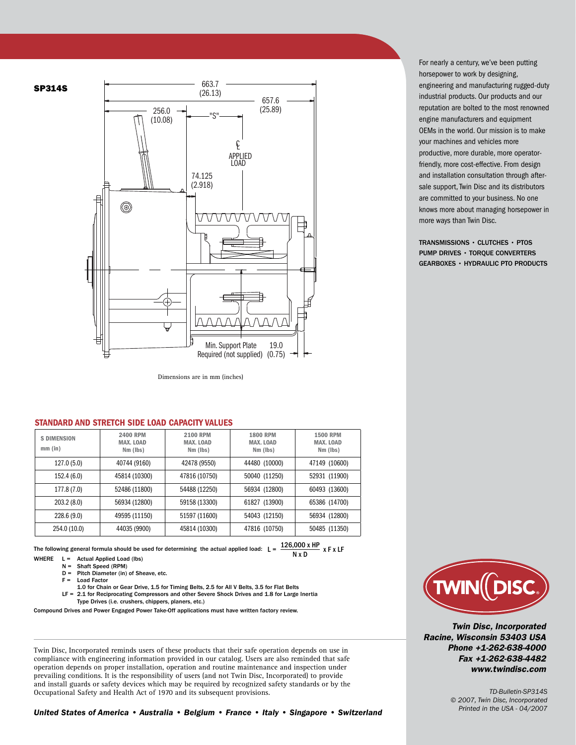**SP314S**

663.7 (26.13)

657.6 (25.89)

256.0 (10.08)

"S"

℄ APPLIED LOAD

74.125 (2.918)

Min. Support Plate Required (not supplied)

19.0 (0.75)

Dimensions are in mm (inches)

## STANDARD AND STRETCH SIDE LOAD CAPACITY VALUES

| S DIMENSION mm (in) | 2400 RPM MAX. LOAD Nm (lbs) | 2100 RPM MAX. LOAD Nm (lbs) | 1800 RPM MAX. LOAD Nm (lbs) | 1500 RPM MAX. LOAD Nm (lbs) |
|---|---|---|---|---|
| 127.0 (5.0) | 40744 (9160) | 42478 (9550) | 44480 (10000) | 47149 (10600) |
| 152.4 (6.0) | 45814 (10300) | 47816 (10750) | 50040 (11250) | 52931 (11900) |
| 177.8 (7.0) | 52486 (11800) | 54488 (12250) | 56934 (12800) | 60493 (13600) |
| 203.2 (8.0) | 56934 (12800) | 59158 (13300) | 61827 (13900) | 65386 (14700) |
| 228.6 (9.0) | 49595 (11150) | 51597 (11600) | 54043 (12150) | 56934 (12800) |
| 254.0 (10.0) | 44035 (9900) | 45814 (10300) | 47816 (10750) | 50485 (11350) |

The following general formula should be used for determining the actual applied load: $L = \frac{126{,}000 \times HP}{N \times D} \times F \times LF$

WHERE
- L = Actual Applied Load (lbs)
- N = Shaft Speed (RPM)
- D = Pitch Diameter (in) of Sheave, etc.
- F = Load Factor
  1.0 for Chain or Gear Drive, 1.5 for Timing Belts, 2.5 for All V Belts, 3.5 for Flat Belts
- LF = 2.1 for Reciprocating Compressors and other Severe Shock Drives and 1.8 for Large Inertia Type Drives (i.e. crushers, chippers, planers, etc.)

Compound Drives and Power Engaged Power Take-Off applications must have written factory review.

Twin Disc, Incorporated reminds users of these products that their safe operation depends on use in compliance with engineering information provided in our catalog. Users are also reminded that safe operation depends on proper installation, operation and routine maintenance and inspection under prevailing conditions. It is the responsibility of users (and not Twin Disc, Incorporated) to provide and install guards or safety devices which may be required by recognized safety standards or by the Occupational Safety and Health Act of 1970 and its subsequent provisions.

*United States of America • Australia • Belgium • France • Italy • Singapore • Switzerland*

For nearly a century, we've been putting horsepower to work by designing, engineering and manufacturing rugged-duty industrial products. Our products and our reputation are bolted to the most renowned engine manufacturers and equipment OEMs in the world. Our mission is to make your machines and vehicles more productive, more durable, more operator-friendly, more cost-effective. From design and installation consultation through after-sale support, Twin Disc and its distributors are committed to your business. No one knows more about managing horsepower in more ways than Twin Disc.

TRANSMISSIONS • CLUTCHES • PTOS
PUMP DRIVES • TORQUE CONVERTERS
GEARBOXES • HYDRAULIC PTO PRODUCTS

TWIN DISC

***Twin Disc, Incorporated***
***Racine, Wisconsin 53403 USA***
***Phone +1-262-638-4000***
***Fax +1-262-638-4482***
***www.twindisc.com***

*TD-Bulletin-SP314S*
*© 2007, Twin Disc, Incorporated*
*Printed in the USA - 04/2007*